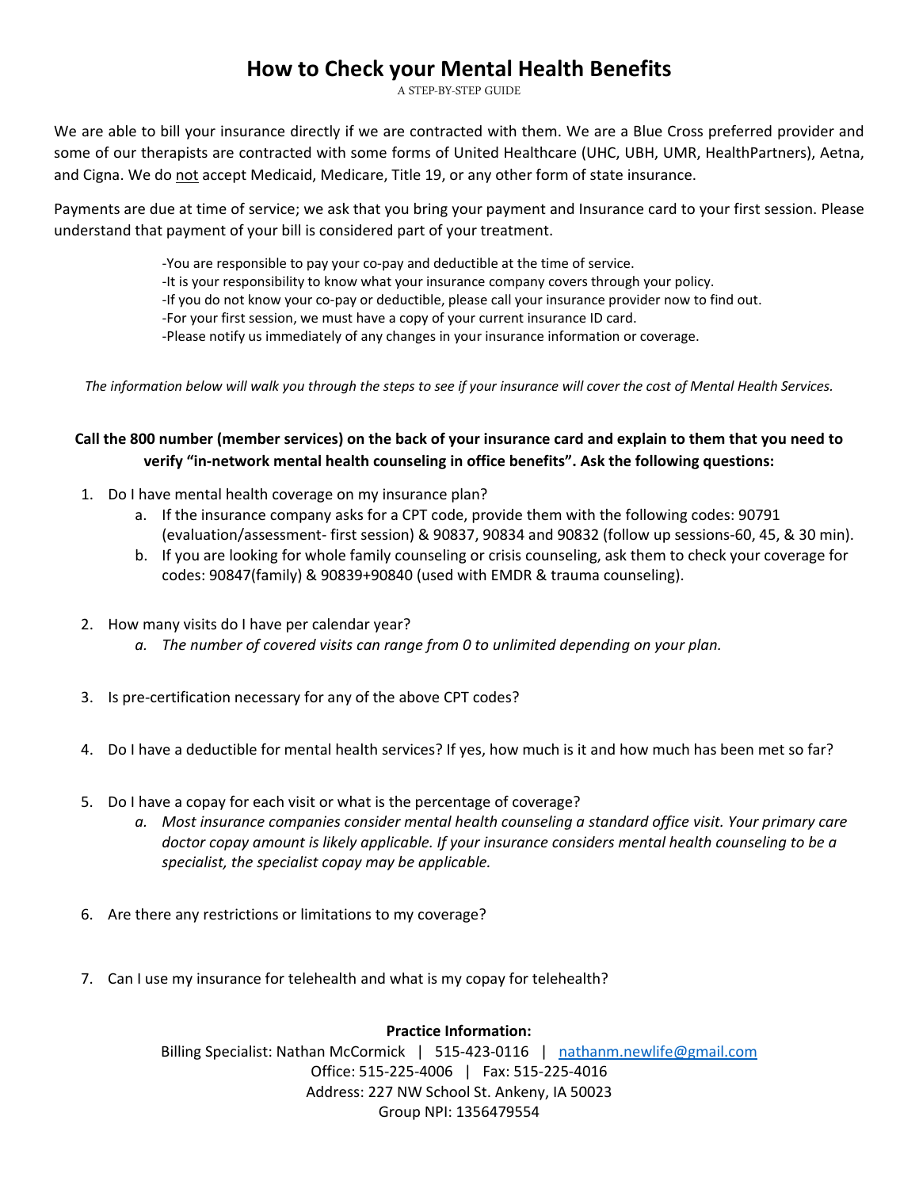# How to Check your Mental Health Benefits

A STEP-BY-STEP GUIDE

We are able to bill your insurance directly if we are contracted with them. We are a Blue Cross preferred provider and some of our therapists are contracted with some forms of United Healthcare (UHC, UBH, UMR, HealthPartners), Aetna, and Cigna. We do not accept Medicaid, Medicare, Title 19, or any other form of state insurance.

Payments are due at time of service; we ask that you bring your payment and Insurance card to your first session. Please understand that payment of your bill is considered part of your treatment.

- -You are responsible to pay your co-pay and deductible at the time of service.
- -It is your responsibility to know what your insurance company covers through your policy.
- -If you do not know your co-pay or deductible, please call your insurance provider now to find out.
- -For your first session, we must have a copy of your current insurance ID card.
- -Please notify us immediately of any changes in your insurance information or coverage.

*The information below will walk you through the steps to see if your insurance will cover the cost of Mental Health Services.*

**Call the 800 number (member services) on the back of your insurance card and explain to them that you need to verify "in-network mental health counseling in office benefits". Ask the following questions:**

1. Do I have mental health coverage on my insurance plan?
   a. If the insurance company asks for a CPT code, provide them with the following codes: 90791 (evaluation/assessment- first session) & 90837, 90834 and 90832 (follow up sessions-60, 45, & 30 min).
   b. If you are looking for whole family counseling or crisis counseling, ask them to check your coverage for codes: 90847(family) & 90839+90840 (used with EMDR & trauma counseling).

2. How many visits do I have per calendar year?
   a. *The number of covered visits can range from 0 to unlimited depending on your plan.*

3. Is pre-certification necessary for any of the above CPT codes?

4. Do I have a deductible for mental health services? If yes, how much is it and how much has been met so far?

5. Do I have a copay for each visit or what is the percentage of coverage?
   a. *Most insurance companies consider mental health counseling a standard office visit. Your primary care doctor copay amount is likely applicable. If your insurance considers mental health counseling to be a specialist, the specialist copay may be applicable.*

6. Are there any restrictions or limitations to my coverage?

7. Can I use my insurance for telehealth and what is my copay for telehealth?

**Practice Information:**

Billing Specialist: Nathan McCormick | 515-423-0116 | nathanm.newlife@gmail.com
Office: 515-225-4006 | Fax: 515-225-4016
Address: 227 NW School St. Ankeny, IA 50023
Group NPI: 1356479554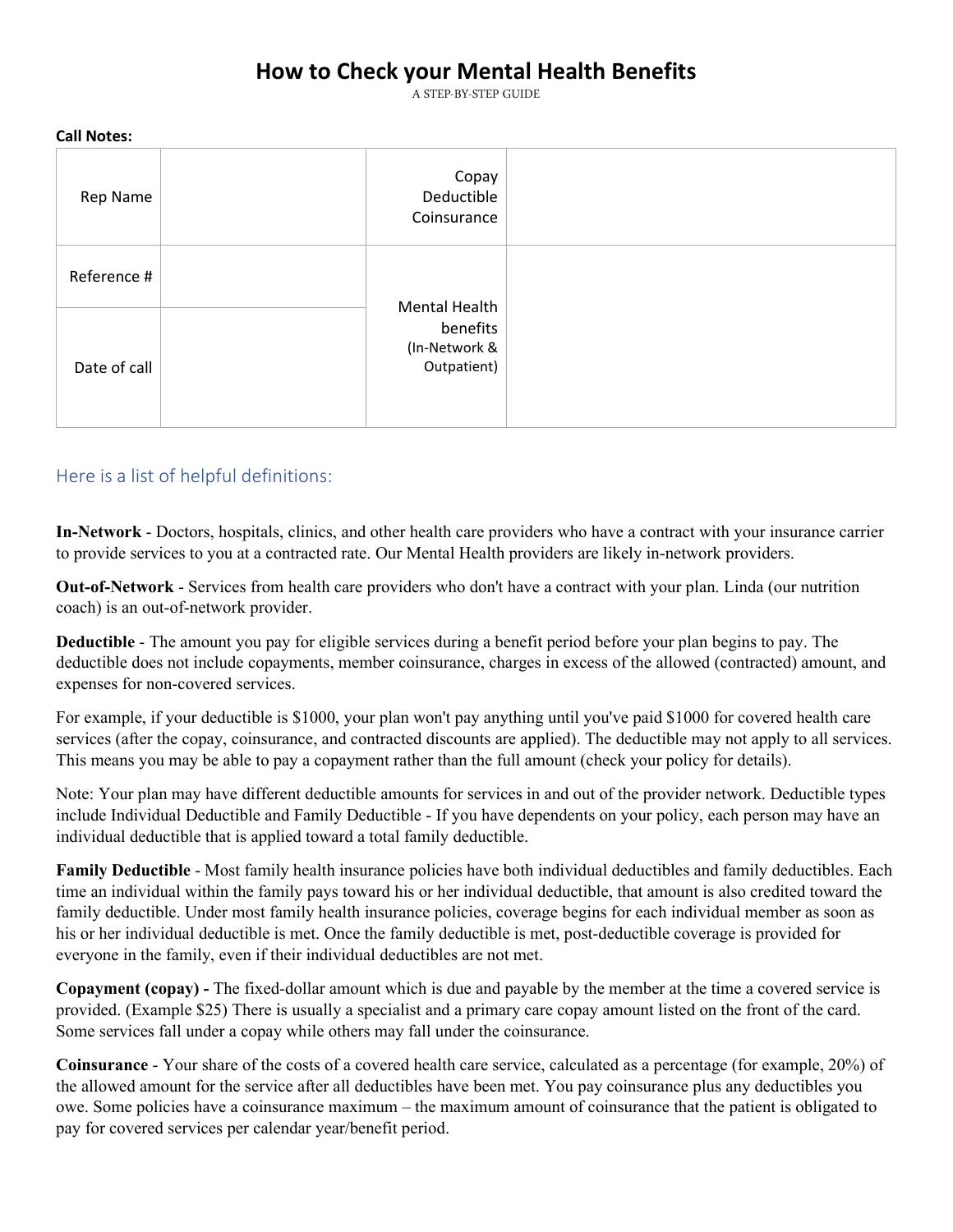# How to Check your Mental Health Benefits

A STEP-BY-STEP GUIDE

**Call Notes:**

| Rep Name | | Copay<br>Deductible<br>Coinsurance | |
|---|---|---|---|
| Reference # | | Mental Health benefits (In-Network & Outpatient) | |
| Date of call | | | |

## Here is a list of helpful definitions:

**In-Network** - Doctors, hospitals, clinics, and other health care providers who have a contract with your insurance carrier to provide services to you at a contracted rate. Our Mental Health providers are likely in-network providers.

**Out-of-Network** - Services from health care providers who don't have a contract with your plan. Linda (our nutrition coach) is an out-of-network provider.

**Deductible** - The amount you pay for eligible services during a benefit period before your plan begins to pay. The deductible does not include copayments, member coinsurance, charges in excess of the allowed (contracted) amount, and expenses for non-covered services.

For example, if your deductible is $1000, your plan won't pay anything until you've paid $1000 for covered health care services (after the copay, coinsurance, and contracted discounts are applied). The deductible may not apply to all services. This means you may be able to pay a copayment rather than the full amount (check your policy for details).

Note: Your plan may have different deductible amounts for services in and out of the provider network. Deductible types include Individual Deductible and Family Deductible - If you have dependents on your policy, each person may have an individual deductible that is applied toward a total family deductible.

**Family Deductible** - Most family health insurance policies have both individual deductibles and family deductibles. Each time an individual within the family pays toward his or her individual deductible, that amount is also credited toward the family deductible. Under most family health insurance policies, coverage begins for each individual member as soon as his or her individual deductible is met. Once the family deductible is met, post-deductible coverage is provided for everyone in the family, even if their individual deductibles are not met.

**Copayment (copay) -** The fixed-dollar amount which is due and payable by the member at the time a covered service is provided. (Example $25) There is usually a specialist and a primary care copay amount listed on the front of the card. Some services fall under a copay while others may fall under the coinsurance.

**Coinsurance** - Your share of the costs of a covered health care service, calculated as a percentage (for example, 20%) of the allowed amount for the service after all deductibles have been met. You pay coinsurance plus any deductibles you owe. Some policies have a coinsurance maximum – the maximum amount of coinsurance that the patient is obligated to pay for covered services per calendar year/benefit period.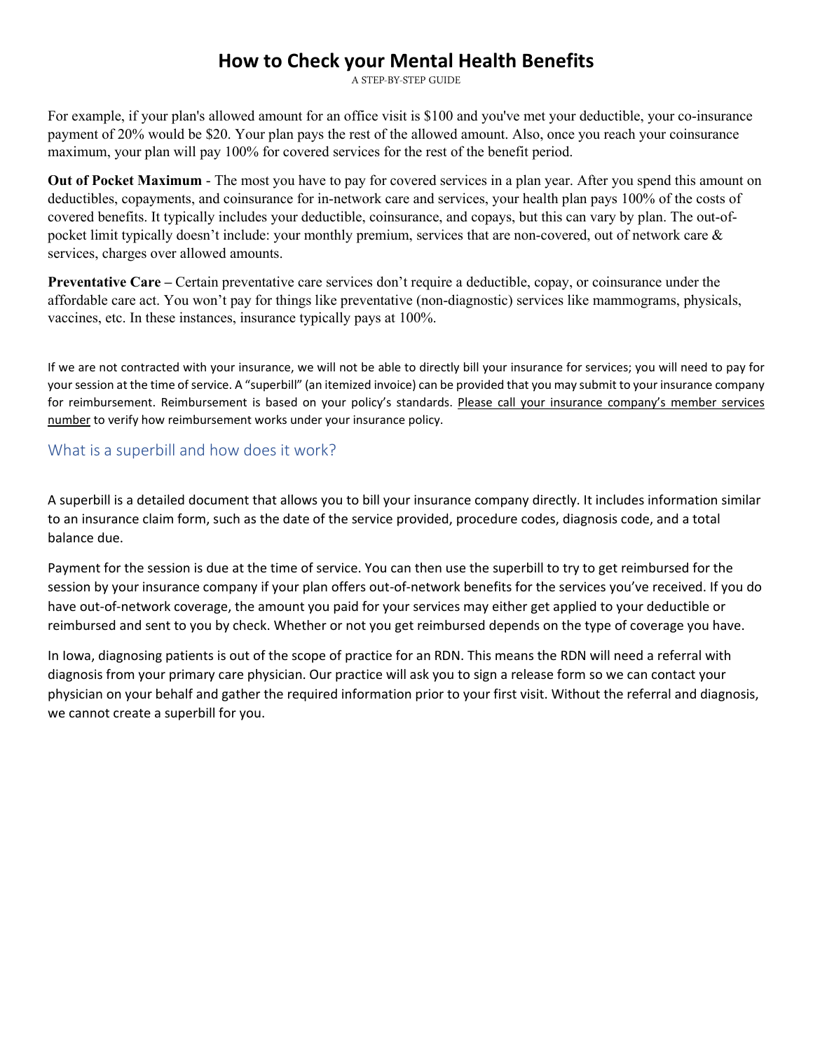For example, if your plan's allowed amount for an office visit is $100 and you've met your deductible, your co-insurance payment of 20% would be $20. Your plan pays the rest of the allowed amount. Also, once you reach your coinsurance maximum, your plan will pay 100% for covered services for the rest of the benefit period.

**Out of Pocket Maximum** - The most you have to pay for covered services in a plan year. After you spend this amount on deductibles, copayments, and coinsurance for in-network care and services, your health plan pays 100% of the costs of covered benefits. It typically includes your deductible, coinsurance, and copays, but this can vary by plan. The out-of-pocket limit typically doesn't include: your monthly premium, services that are non-covered, out of network care & services, charges over allowed amounts.

**Preventative Care –** Certain preventative care services don't require a deductible, copay, or coinsurance under the affordable care act. You won't pay for things like preventative (non-diagnostic) services like mammograms, physicals, vaccines, etc. In these instances, insurance typically pays at 100%.

If we are not contracted with your insurance, we will not be able to directly bill your insurance for services; you will need to pay for your session at the time of service. A "superbill" (an itemized invoice) can be provided that you may submit to your insurance company for reimbursement. Reimbursement is based on your policy's standards. Please call your insurance company's member services number to verify how reimbursement works under your insurance policy.

## What is a superbill and how does it work?

A superbill is a detailed document that allows you to bill your insurance company directly. It includes information similar to an insurance claim form, such as the date of the service provided, procedure codes, diagnosis code, and a total balance due.

Payment for the session is due at the time of service. You can then use the superbill to try to get reimbursed for the session by your insurance company if your plan offers out-of-network benefits for the services you've received. If you do have out-of-network coverage, the amount you paid for your services may either get applied to your deductible or reimbursed and sent to you by check. Whether or not you get reimbursed depends on the type of coverage you have.

In Iowa, diagnosing patients is out of the scope of practice for an RDN. This means the RDN will need a referral with diagnosis from your primary care physician. Our practice will ask you to sign a release form so we can contact your physician on your behalf and gather the required information prior to your first visit. Without the referral and diagnosis, we cannot create a superbill for you.